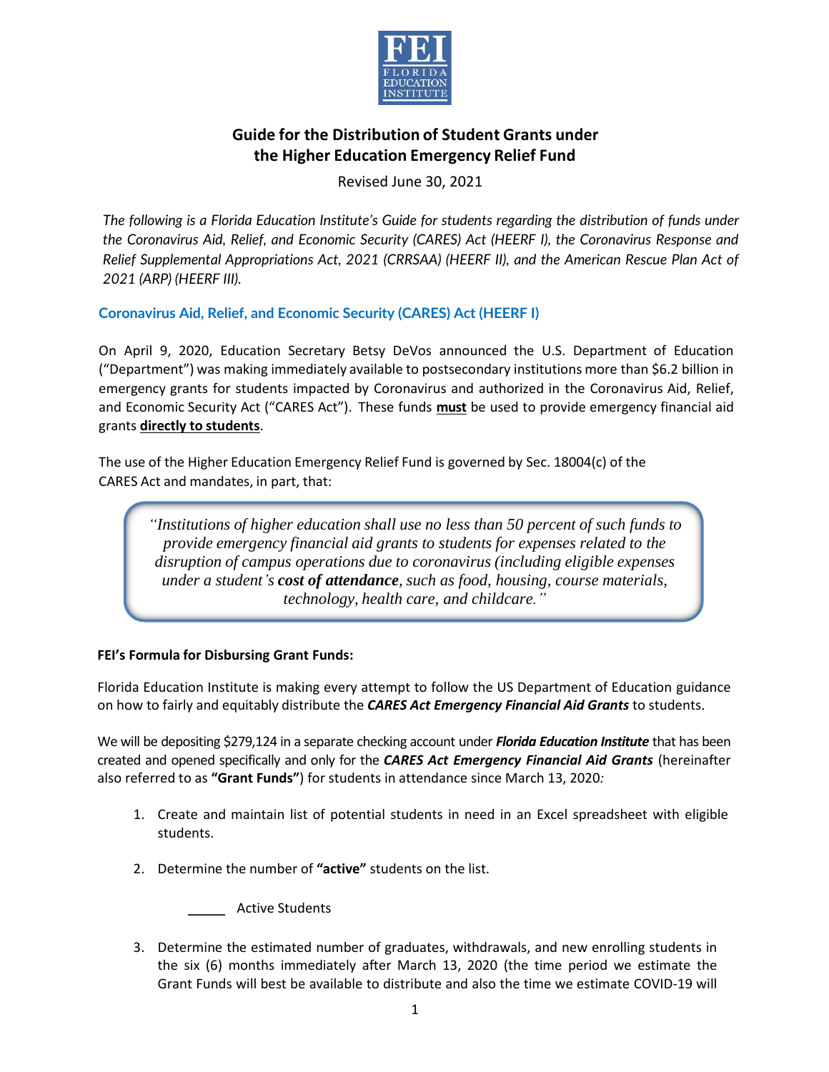FEI
FLORIDA
EDUCATION
INSTITUTE

# Guide for the Distribution of Student Grants under the Higher Education Emergency Relief Fund

Revised June 30, 2021

*The following is a Florida Education Institute's Guide for students regarding the distribution of funds under the Coronavirus Aid, Relief, and Economic Security (CARES) Act (HEERF I), the Coronavirus Response and Relief Supplemental Appropriations Act, 2021 (CRRSAA) (HEERF II), and the American Rescue Plan Act of 2021 (ARP) (HEERF III).*

## Coronavirus Aid, Relief, and Economic Security (CARES) Act (HEERF I)

On April 9, 2020, Education Secretary Betsy DeVos announced the U.S. Department of Education ("Department") was making immediately available to postsecondary institutions more than $6.2 billion in emergency grants for students impacted by Coronavirus and authorized in the Coronavirus Aid, Relief, and Economic Security Act ("CARES Act"). These funds **must** be used to provide emergency financial aid grants **directly to students**.

The use of the Higher Education Emergency Relief Fund is governed by Sec. 18004(c) of the CARES Act and mandates, in part, that:

> *"Institutions of higher education shall use no less than 50 percent of such funds to provide emergency financial aid grants to students for expenses related to the disruption of campus operations due to coronavirus (including eligible expenses under a student's **cost of attendance**, such as food, housing, course materials, technology, health care, and childcare."*

**FEI's Formula for Disbursing Grant Funds:**

Florida Education Institute is making every attempt to follow the US Department of Education guidance on how to fairly and equitably distribute the ***CARES Act Emergency Financial Aid Grants*** to students.

We will be depositing $279,124 in a separate checking account under ***Florida Education Institute*** that has been created and opened specifically and only for the ***CARES Act Emergency Financial Aid Grants*** (hereinafter also referred to as **"Grant Funds"**) for students in attendance since March 13, 2020*:*

1. Create and maintain list of potential students in need in an Excel spreadsheet with eligible students.
2. Determine the number of **"active"** students on the list.

   _____ Active Students

3. Determine the estimated number of graduates, withdrawals, and new enrolling students in the six (6) months immediately after March 13, 2020 (the time period we estimate the Grant Funds will best be available to distribute and also the time we estimate COVID-19 will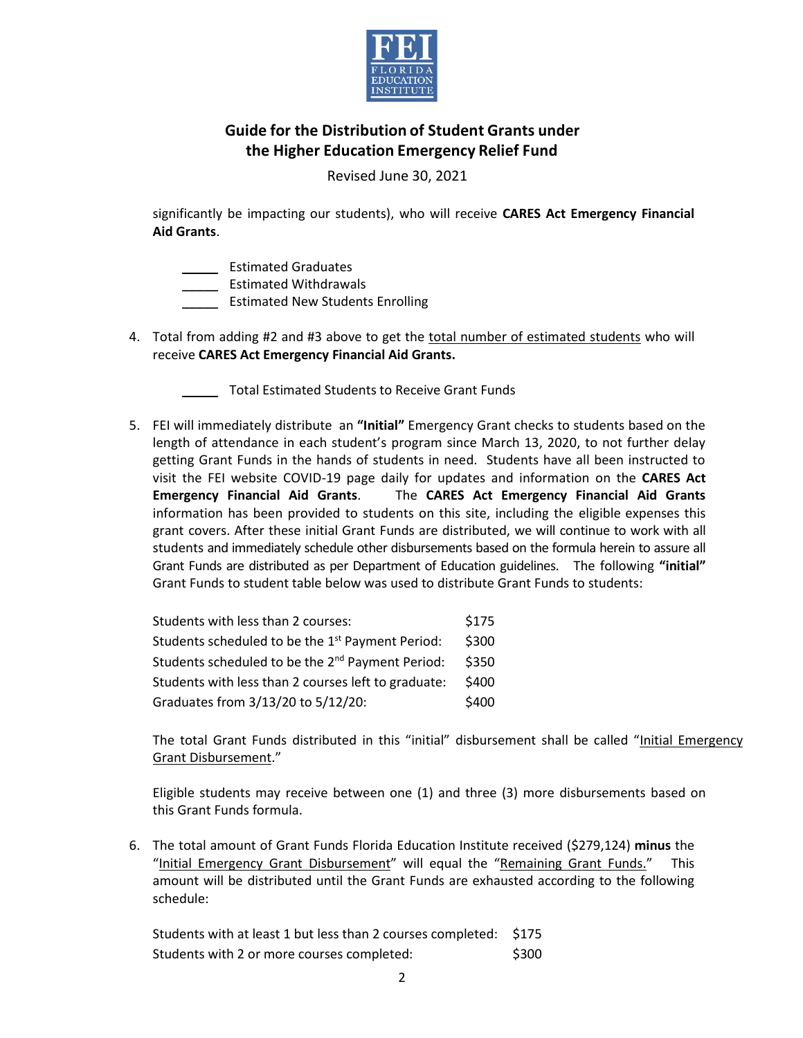significantly be impacting our students), who will receive **CARES Act Emergency Financial Aid Grants**.

_____ Estimated Graduates
_____ Estimated Withdrawals
_____ Estimated New Students Enrolling

4. Total from adding #2 and #3 above to get the <u>total number of estimated students</u> who will receive **CARES Act Emergency Financial Aid Grants.**

   _____ Total Estimated Students to Receive Grant Funds

5. FEI will immediately distribute an **"Initial"** Emergency Grant checks to students based on the length of attendance in each student's program since March 13, 2020, to not further delay getting Grant Funds in the hands of students in need. Students have all been instructed to visit the FEI website COVID-19 page daily for updates and information on the **CARES Act Emergency Financial Aid Grants**. The **CARES Act Emergency Financial Aid Grants** information has been provided to students on this site, including the eligible expenses this grant covers. After these initial Grant Funds are distributed, we will continue to work with all students and immediately schedule other disbursements based on the formula herein to assure all Grant Funds are distributed as per Department of Education guidelines. The following **"initial"** Grant Funds to student table below was used to distribute Grant Funds to students:

   | | |
   |---|---|
   | Students with less than 2 courses: | $175 |
   | Students scheduled to be the 1st Payment Period: | $300 |
   | Students scheduled to be the 2nd Payment Period: | $350 |
   | Students with less than 2 courses left to graduate: | $400 |
   | Graduates from 3/13/20 to 5/12/20: | $400 |

   The total Grant Funds distributed in this "initial" disbursement shall be called "<u>Initial Emergency Grant Disbursement</u>."

   Eligible students may receive between one (1) and three (3) more disbursements based on this Grant Funds formula.

6. The total amount of Grant Funds Florida Education Institute received ($279,124) **minus** the "<u>Initial Emergency Grant Disbursement</u>" will equal the "<u>Remaining Grant Funds.</u>" This amount will be distributed until the Grant Funds are exhausted according to the following schedule:

   | | |
   |---|---|
   | Students with at least 1 but less than 2 courses completed: | $175 |
   | Students with 2 or more courses completed: | $300 |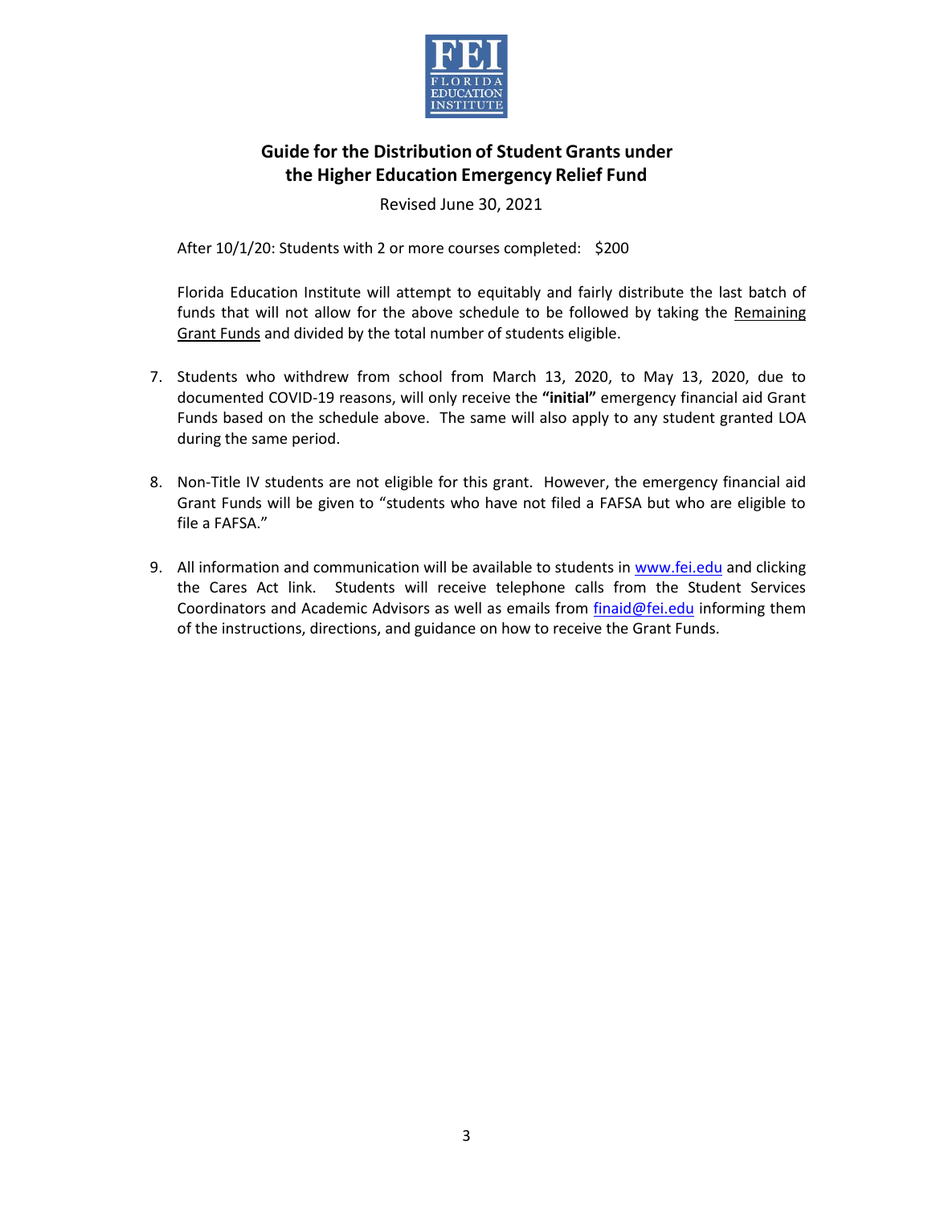FEI
FLORIDA EDUCATION INSTITUTE

## Guide for the Distribution of Student Grants under the Higher Education Emergency Relief Fund

Revised June 30, 2021

After 10/1/20: Students with 2 or more courses completed: $200

Florida Education Institute will attempt to equitably and fairly distribute the last batch of funds that will not allow for the above schedule to be followed by taking the <u>Remaining Grant Funds</u> and divided by the total number of students eligible.

7. Students who withdrew from school from March 13, 2020, to May 13, 2020, due to documented COVID-19 reasons, will only receive the **"initial"** emergency financial aid Grant Funds based on the schedule above. The same will also apply to any student granted LOA during the same period.

8. Non-Title IV students are not eligible for this grant. However, the emergency financial aid Grant Funds will be given to "students who have not filed a FAFSA but who are eligible to file a FAFSA."

9. All information and communication will be available to students in www.fei.edu and clicking the Cares Act link. Students will receive telephone calls from the Student Services Coordinators and Academic Advisors as well as emails from finaid@fei.edu informing them of the instructions, directions, and guidance on how to receive the Grant Funds.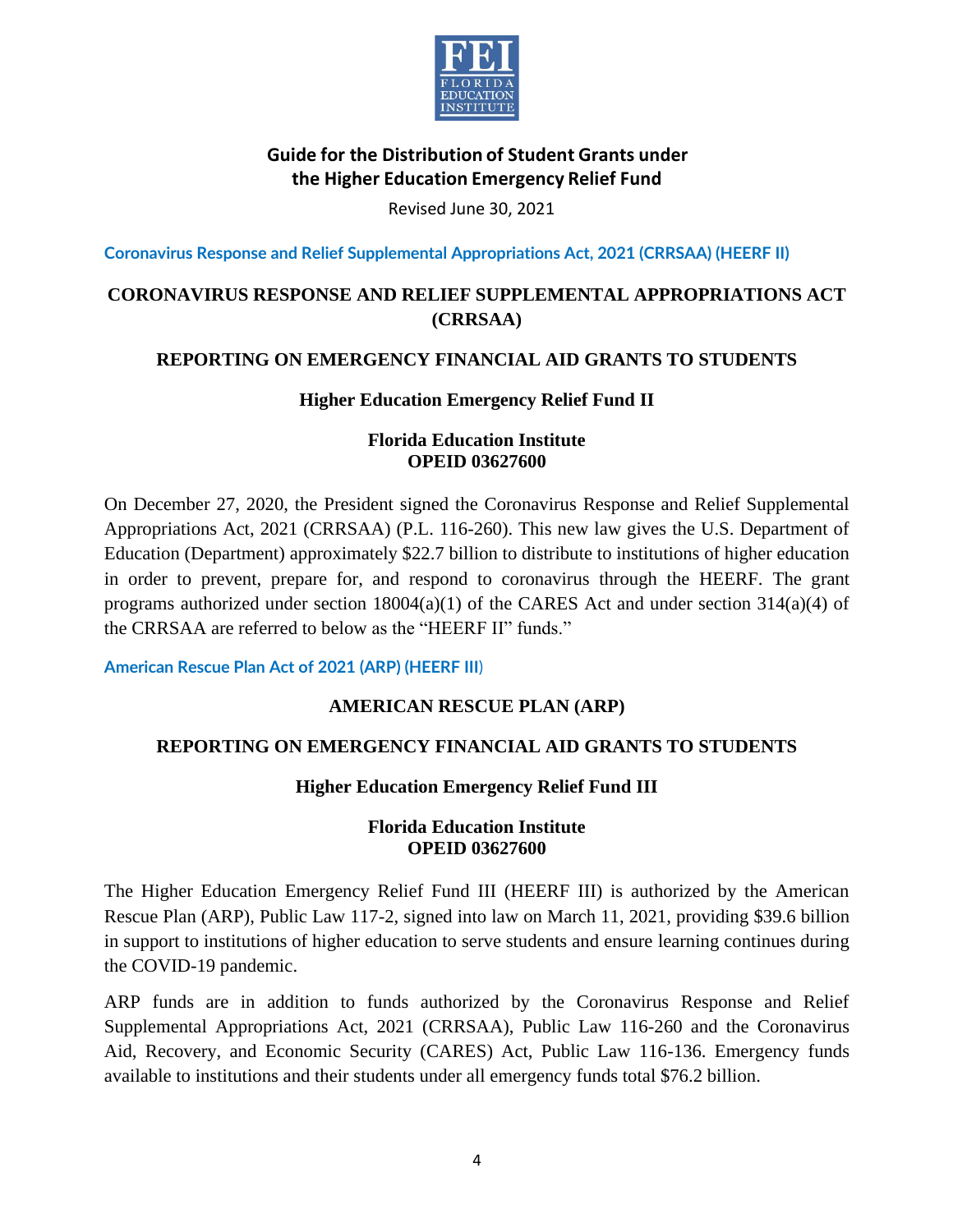FEI
FLORIDA
EDUCATION
INSTITUTE

# Guide for the Distribution of Student Grants under the Higher Education Emergency Relief Fund

Revised June 30, 2021

**Coronavirus Response and Relief Supplemental Appropriations Act, 2021 (CRRSAA) (HEERF II)**

## CORONAVIRUS RESPONSE AND RELIEF SUPPLEMENTAL APPROPRIATIONS ACT (CRRSAA)

### REPORTING ON EMERGENCY FINANCIAL AID GRANTS TO STUDENTS

### Higher Education Emergency Relief Fund II

**Florida Education Institute**
**OPEID 03627600**

On December 27, 2020, the President signed the Coronavirus Response and Relief Supplemental Appropriations Act, 2021 (CRRSAA) (P.L. 116-260). This new law gives the U.S. Department of Education (Department) approximately $22.7 billion to distribute to institutions of higher education in order to prevent, prepare for, and respond to coronavirus through the HEERF. The grant programs authorized under section 18004(a)(1) of the CARES Act and under section 314(a)(4) of the CRRSAA are referred to below as the "HEERF II" funds."

**American Rescue Plan Act of 2021 (ARP) (HEERF III)**

## AMERICAN RESCUE PLAN (ARP)

### REPORTING ON EMERGENCY FINANCIAL AID GRANTS TO STUDENTS

### Higher Education Emergency Relief Fund III

**Florida Education Institute**
**OPEID 03627600**

The Higher Education Emergency Relief Fund III (HEERF III) is authorized by the American Rescue Plan (ARP), Public Law 117-2, signed into law on March 11, 2021, providing $39.6 billion in support to institutions of higher education to serve students and ensure learning continues during the COVID-19 pandemic.

ARP funds are in addition to funds authorized by the Coronavirus Response and Relief Supplemental Appropriations Act, 2021 (CRRSAA), Public Law 116-260 and the Coronavirus Aid, Recovery, and Economic Security (CARES) Act, Public Law 116-136. Emergency funds available to institutions and their students under all emergency funds total $76.2 billion.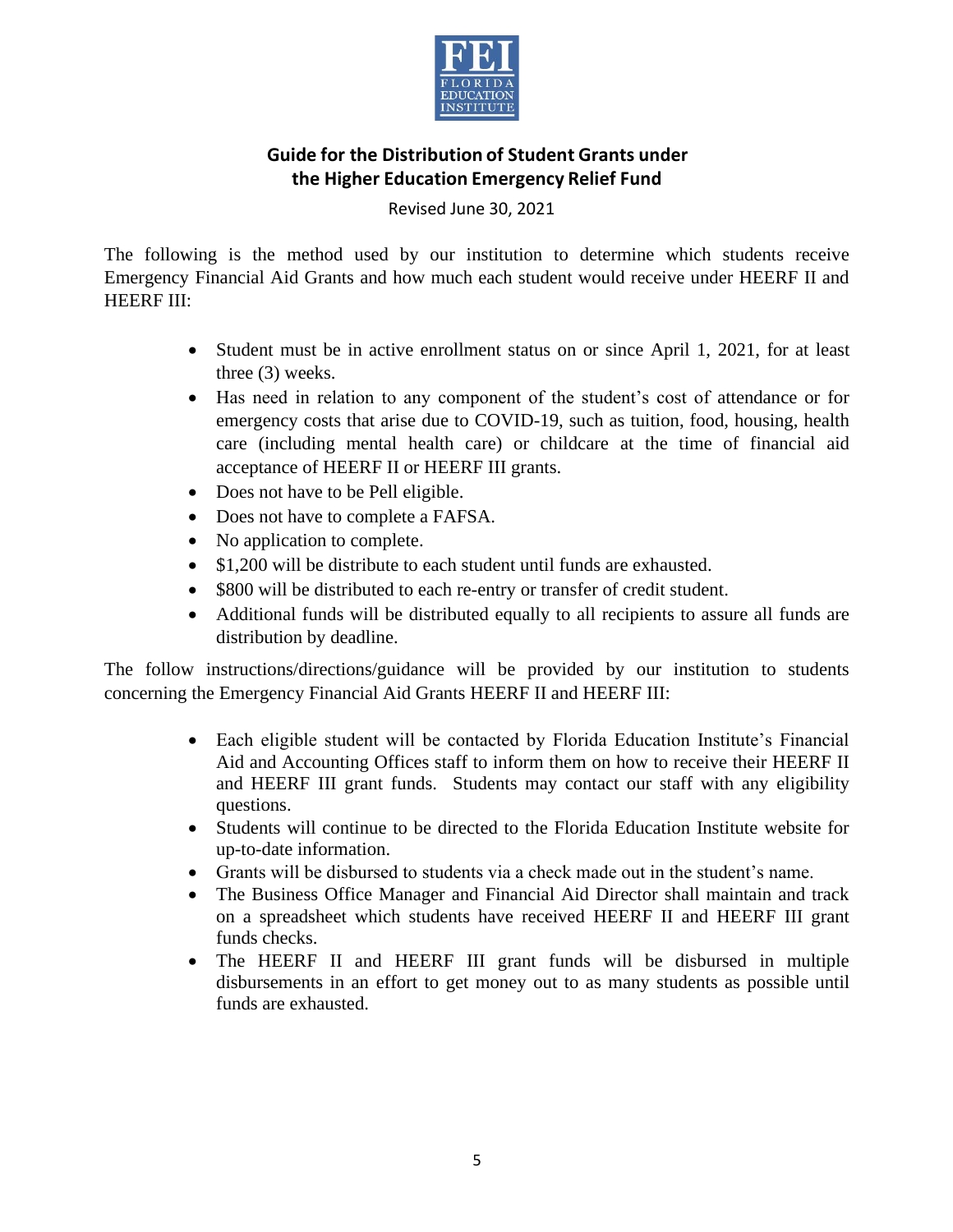FEI
FLORIDA EDUCATION INSTITUTE

## Guide for the Distribution of Student Grants under the Higher Education Emergency Relief Fund

Revised June 30, 2021

The following is the method used by our institution to determine which students receive Emergency Financial Aid Grants and how much each student would receive under HEERF II and HEERF III:

- Student must be in active enrollment status on or since April 1, 2021, for at least three (3) weeks.
- Has need in relation to any component of the student's cost of attendance or for emergency costs that arise due to COVID-19, such as tuition, food, housing, health care (including mental health care) or childcare at the time of financial aid acceptance of HEERF II or HEERF III grants.
- Does not have to be Pell eligible.
- Does not have to complete a FAFSA.
- No application to complete.
- $1,200 will be distribute to each student until funds are exhausted.
- $800 will be distributed to each re-entry or transfer of credit student.
- Additional funds will be distributed equally to all recipients to assure all funds are distribution by deadline.

The follow instructions/directions/guidance will be provided by our institution to students concerning the Emergency Financial Aid Grants HEERF II and HEERF III:

- Each eligible student will be contacted by Florida Education Institute's Financial Aid and Accounting Offices staff to inform them on how to receive their HEERF II and HEERF III grant funds. Students may contact our staff with any eligibility questions.
- Students will continue to be directed to the Florida Education Institute website for up-to-date information.
- Grants will be disbursed to students via a check made out in the student's name.
- The Business Office Manager and Financial Aid Director shall maintain and track on a spreadsheet which students have received HEERF II and HEERF III grant funds checks.
- The HEERF II and HEERF III grant funds will be disbursed in multiple disbursements in an effort to get money out to as many students as possible until funds are exhausted.